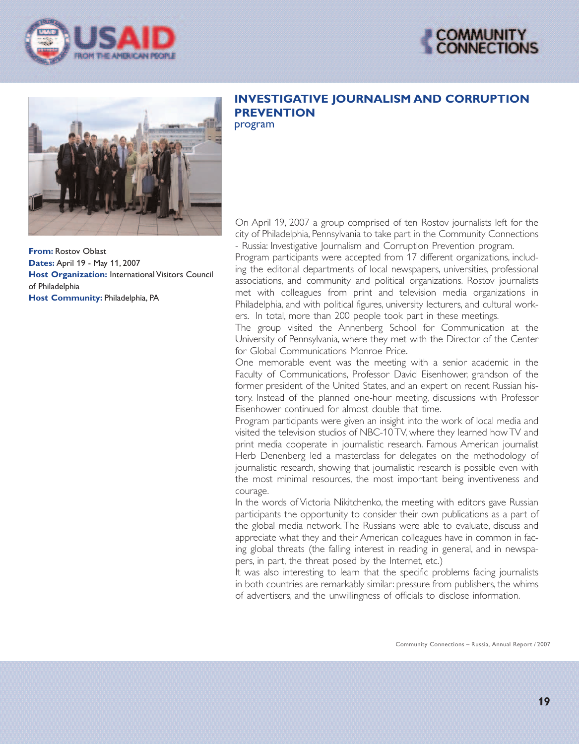# INVESTIGATIVE JOURNALISM AND CORRUPTION PREVENTION

program

**From:** Rostov Oblast
**Dates:** April 19 - May 11, 2007
**Host Organization:** International Visitors Council of Philadelphia
**Host Community:** Philadelphia, PA

On April 19, 2007 a group comprised of ten Rostov journalists left for the city of Philadelphia, Pennsylvania to take part in the Community Connections - Russia: Investigative Journalism and Corruption Prevention program.

Program participants were accepted from 17 different organizations, including the editorial departments of local newspapers, universities, professional associations, and community and political organizations. Rostov journalists met with colleagues from print and television media organizations in Philadelphia, and with political figures, university lecturers, and cultural workers. In total, more than 200 people took part in these meetings.

The group visited the Annenberg School for Communication at the University of Pennsylvania, where they met with the Director of the Center for Global Communications Monroe Price.

One memorable event was the meeting with a senior academic in the Faculty of Communications, Professor David Eisenhower, grandson of the former president of the United States, and an expert on recent Russian history. Instead of the planned one-hour meeting, discussions with Professor Eisenhower continued for almost double that time.

Program participants were given an insight into the work of local media and visited the television studios of NBC-10 TV, where they learned how TV and print media cooperate in journalistic research. Famous American journalist Herb Denenberg led a masterclass for delegates on the methodology of journalistic research, showing that journalistic research is possible even with the most minimal resources, the most important being inventiveness and courage.

In the words of Victoria Nikitchenko, the meeting with editors gave Russian participants the opportunity to consider their own publications as a part of the global media network. The Russians were able to evaluate, discuss and appreciate what they and their American colleagues have in common in facing global threats (the falling interest in reading in general, and in newspapers, in part, the threat posed by the Internet, etc.)

It was also interesting to learn that the specific problems facing journalists in both countries are remarkably similar: pressure from publishers, the whims of advertisers, and the unwillingness of officials to disclose information.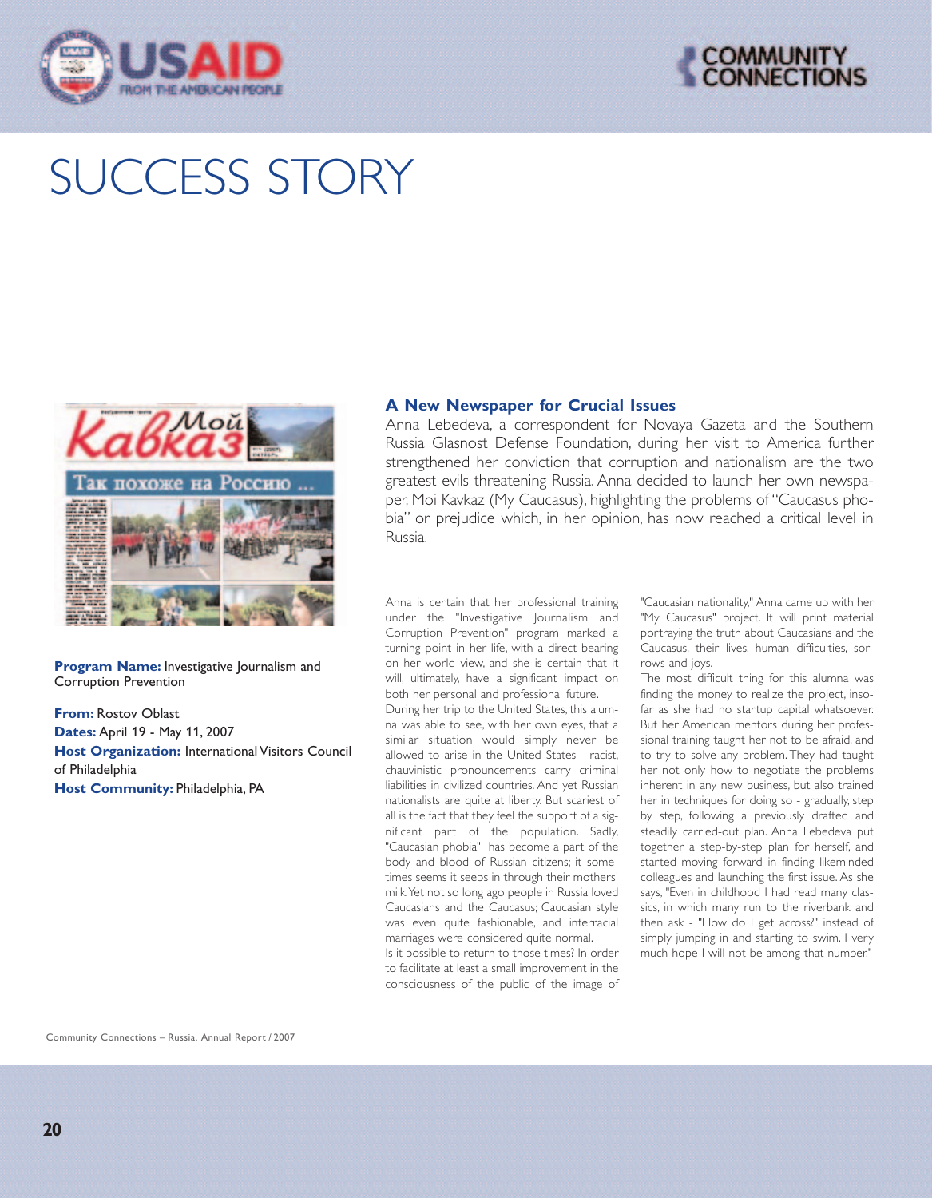# SUCCESS STORY

**Program Name:** Investigative Journalism and Corruption Prevention

**From:** Rostov Oblast

**Dates:** April 19 - May 11, 2007

**Host Organization:** International Visitors Council of Philadelphia

**Host Community:** Philadelphia, PA

## A New Newspaper for Crucial Issues

Anna Lebedeva, a correspondent for Novaya Gazeta and the Southern Russia Glasnost Defense Foundation, during her visit to America further strengthened her conviction that corruption and nationalism are the two greatest evils threatening Russia. Anna decided to launch her own newspaper, Moi Kavkaz (My Caucasus), highlighting the problems of "Caucasus phobia" or prejudice which, in her opinion, has now reached a critical level in Russia.

Anna is certain that her professional training under the "Investigative Journalism and Corruption Prevention" program marked a turning point in her life, with a direct bearing on her world view, and she is certain that it will, ultimately, have a significant impact on both her personal and professional future.

During her trip to the United States, this alumna was able to see, with her own eyes, that a similar situation would simply never be allowed to arise in the United States - racist, chauvinistic pronouncements carry criminal liabilities in civilized countries. And yet Russian nationalists are quite at liberty. But scariest of all is the fact that they feel the support of a significant part of the population. Sadly, "Caucasian phobia" has become a part of the body and blood of Russian citizens; it sometimes seems it seeps in through their mothers' milk. Yet not so long ago people in Russia loved Caucasians and the Caucasus; Caucasian style was even quite fashionable, and interracial marriages were considered quite normal.

Is it possible to return to those times? In order to facilitate at least a small improvement in the consciousness of the public of the image of "Caucasian nationality," Anna came up with her "My Caucasus" project. It will print material portraying the truth about Caucasians and the Caucasus, their lives, human difficulties, sorrows and joys.

The most difficult thing for this alumna was finding the money to realize the project, insofar as she had no startup capital whatsoever. But her American mentors during her professional training taught her not to be afraid, and to try to solve any problem. They had taught her not only how to negotiate the problems inherent in any new business, but also trained her in techniques for doing so - gradually, step by step, following a previously drafted and steadily carried-out plan. Anna Lebedeva put together a step-by-step plan for herself, and started moving forward in finding likeminded colleagues and launching the first issue. As she says, "Even in childhood I had read many classics, in which many run to the riverbank and then ask - "How do I get across?" instead of simply jumping in and starting to swim. I very much hope I will not be among that number."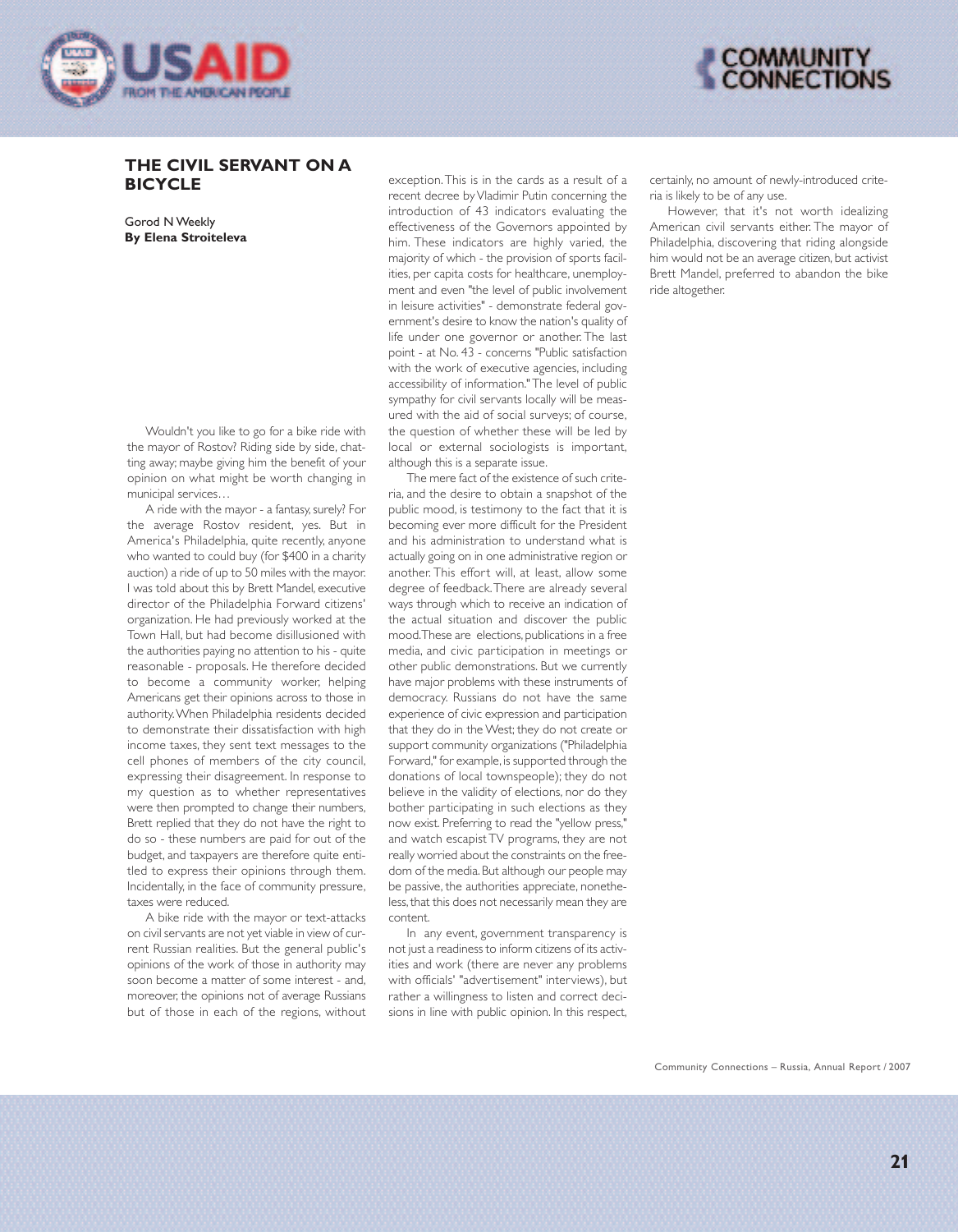## THE CIVIL SERVANT ON A BICYCLE

Gorod N Weekly
**By Elena Stroiteleva**

Wouldn't you like to go for a bike ride with the mayor of Rostov? Riding side by side, chatting away; maybe giving him the benefit of your opinion on what might be worth changing in municipal services…

A ride with the mayor - a fantasy, surely? For the average Rostov resident, yes. But in America's Philadelphia, quite recently, anyone who wanted to could buy (for $400 in a charity auction) a ride of up to 50 miles with the mayor. I was told about this by Brett Mandel, executive director of the Philadelphia Forward citizens' organization. He had previously worked at the Town Hall, but had become disillusioned with the authorities paying no attention to his - quite reasonable - proposals. He therefore decided to become a community worker, helping Americans get their opinions across to those in authority. When Philadelphia residents decided to demonstrate their dissatisfaction with high income taxes, they sent text messages to the cell phones of members of the city council, expressing their disagreement. In response to my question as to whether representatives were then prompted to change their numbers, Brett replied that they do not have the right to do so - these numbers are paid for out of the budget, and taxpayers are therefore quite entitled to express their opinions through them. Incidentally, in the face of community pressure, taxes were reduced.

A bike ride with the mayor or text-attacks on civil servants are not yet viable in view of current Russian realities. But the general public's opinions of the work of those in authority may soon become a matter of some interest - and, moreover, the opinions not of average Russians but of those in each of the regions, without exception. This is in the cards as a result of a recent decree by Vladimir Putin concerning the introduction of 43 indicators evaluating the effectiveness of the Governors appointed by him. These indicators are highly varied, the majority of which - the provision of sports facilities, per capita costs for healthcare, unemployment and even "the level of public involvement in leisure activities" - demonstrate federal government's desire to know the nation's quality of life under one governor or another. The last point - at No. 43 - concerns "Public satisfaction with the work of executive agencies, including accessibility of information." The level of public sympathy for civil servants locally will be measured with the aid of social surveys; of course, the question of whether these will be led by local or external sociologists is important, although this is a separate issue.

The mere fact of the existence of such criteria, and the desire to obtain a snapshot of the public mood, is testimony to the fact that it is becoming ever more difficult for the President and his administration to understand what is actually going on in one administrative region or another. This effort will, at least, allow some degree of feedback. There are already several ways through which to receive an indication of the actual situation and discover the public mood. These are elections, publications in a free media, and civic participation in meetings or other public demonstrations. But we currently have major problems with these instruments of democracy. Russians do not have the same experience of civic expression and participation that they do in the West; they do not create or support community organizations ("Philadelphia Forward," for example, is supported through the donations of local townspeople); they do not believe in the validity of elections, nor do they bother participating in such elections as they now exist. Preferring to read the "yellow press," and watch escapist TV programs, they are not really worried about the constraints on the freedom of the media. But although our people may be passive, the authorities appreciate, nonetheless, that this does not necessarily mean they are content.

In any event, government transparency is not just a readiness to inform citizens of its activities and work (there are never any problems with officials' "advertisement" interviews), but rather a willingness to listen and correct decisions in line with public opinion. In this respect, certainly, no amount of newly-introduced criteria is likely to be of any use.

However, that it's not worth idealizing American civil servants either. The mayor of Philadelphia, discovering that riding alongside him would not be an average citizen, but activist Brett Mandel, preferred to abandon the bike ride altogether.